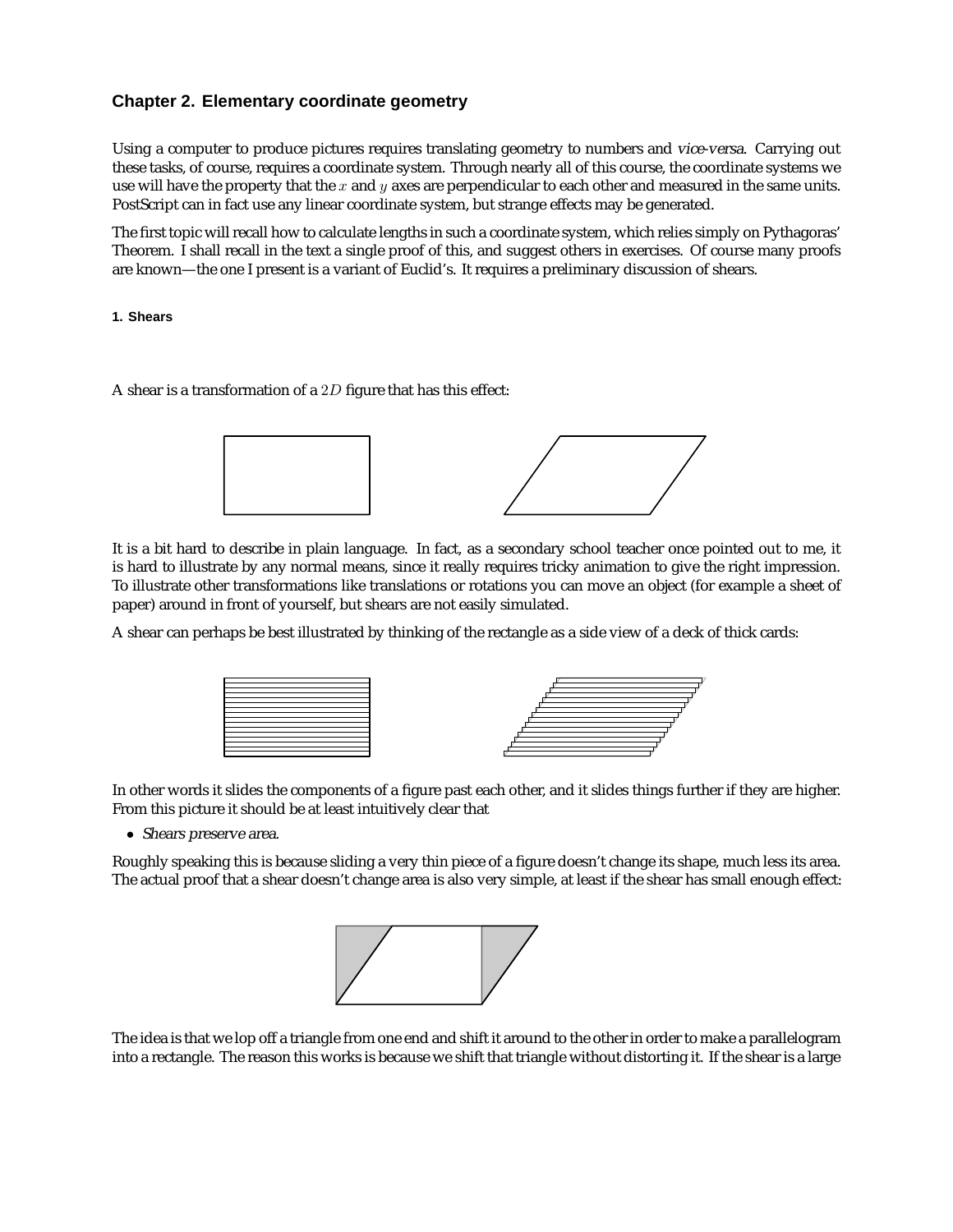## Chapter 2. Elementary coordinate geometry

Using a computer to produce pictures requires translating geometry to numbers and *vice-versa*. Carrying out these tasks, of course, requires a coordinate system. Through nearly all of this course, the coordinate systems we use will have the property that the $x$ and $y$ axes are perpendicular to each other and measured in the same units. PostScript can in fact use any linear coordinate system, but strange effects may be generated.

The first topic will recall how to calculate lengths in such a coordinate system, which relies simply on Pythagoras' Theorem. I shall recall in the text a single proof of this, and suggest others in exercises. Of course many proofs are known—the one I present is a variant of Euclid's. It requires a preliminary discussion of shears.

### 1. Shears

A shear is a transformation of a $2D$ figure that has this effect:

It is a bit hard to describe in plain language. In fact, as a secondary school teacher once pointed out to me, it is hard to illustrate by any normal means, since it really requires tricky animation to give the right impression. To illustrate other transformations like translations or rotations you can move an object (for example a sheet of paper) around in front of yourself, but shears are not easily simulated.

A shear can perhaps be best illustrated by thinking of the rectangle as a side view of a deck of thick cards:

In other words it slides the components of a figure past each other, and it slides things further if they are higher. From this picture it should be at least intuitively clear that

- *Shears preserve area.*

Roughly speaking this is because sliding a very thin piece of a figure doesn't change its shape, much less its area. The actual proof that a shear doesn't change area is also very simple, at least if the shear has small enough effect:

The idea is that we lop off a triangle from one end and shift it around to the other in order to make a parallelogram into a rectangle. The reason this works is because we shift that triangle without distorting it. If the shear is a large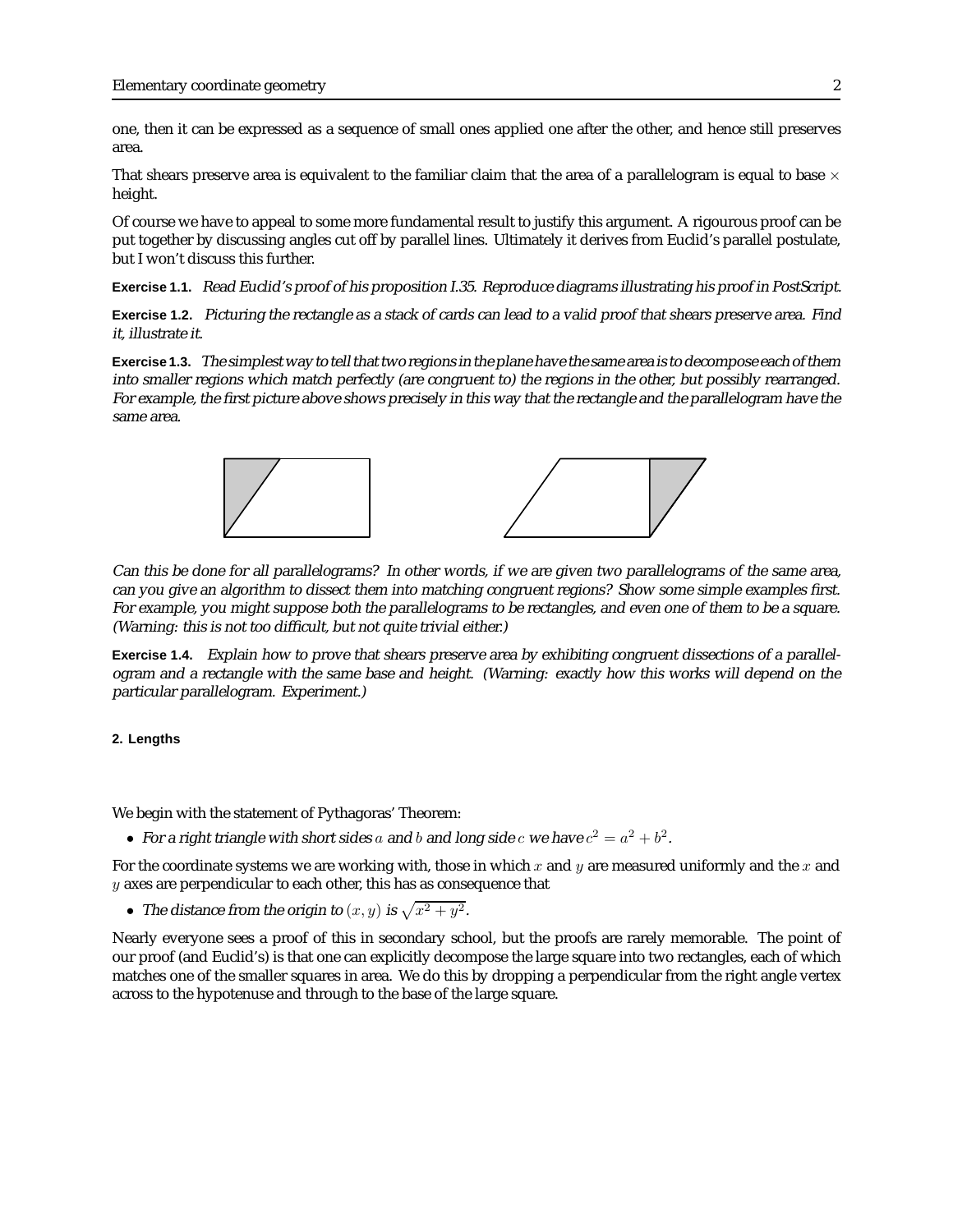one, then it can be expressed as a sequence of small ones applied one after the other, and hence still preserves area.

That shears preserve area is equivalent to the familiar claim that the area of a parallelogram is equal to base $\times$ height.

Of course we have to appeal to some more fundamental result to justify this argument. A rigourous proof can be put together by discussing angles cut off by parallel lines. Ultimately it derives from Euclid's parallel postulate, but I won't discuss this further.

**Exercise 1.1.** *Read Euclid's proof of his proposition I.35. Reproduce diagrams illustrating his proof in PostScript.*

**Exercise 1.2.** *Picturing the rectangle as a stack of cards can lead to a valid proof that shears preserve area. Find it, illustrate it.*

**Exercise 1.3.** *The simplest way to tell that two regions in the plane have the same area is to decompose each of them into smaller regions which match perfectly (are congruent to) the regions in the other, but possibly rearranged. For example, the first picture above shows precisely in this way that the rectangle and the parallelogram have the same area.*

*Can this be done for all parallelograms? In other words, if we are given two parallelograms of the same area, can you give an algorithm to dissect them into matching congruent regions? Show some simple examples first. For example, you might suppose both the parallelograms to be rectangles, and even one of them to be a square. (Warning: this is not too difficult, but not quite trivial either.)*

**Exercise 1.4.** *Explain how to prove that shears preserve area by exhibiting congruent dissections of a parallelogram and a rectangle with the same base and height. (Warning: exactly how this works will depend on the particular parallelogram. Experiment.)*

## 2. Lengths

We begin with the statement of Pythagoras' Theorem:

- *For a right triangle with short sides $a$ and $b$ and long side $c$ we have $c^2 = a^2 + b^2$.*

For the coordinate systems we are working with, those in which $x$ and $y$ are measured uniformly and the $x$ and $y$ axes are perpendicular to each other, this has as consequence that

- *The distance from the origin to $(x, y)$ is $\sqrt{x^2 + y^2}$.*

Nearly everyone sees a proof of this in secondary school, but the proofs are rarely memorable. The point of our proof (and Euclid's) is that one can explicitly decompose the large square into two rectangles, each of which matches one of the smaller squares in area. We do this by dropping a perpendicular from the right angle vertex across to the hypotenuse and through to the base of the large square.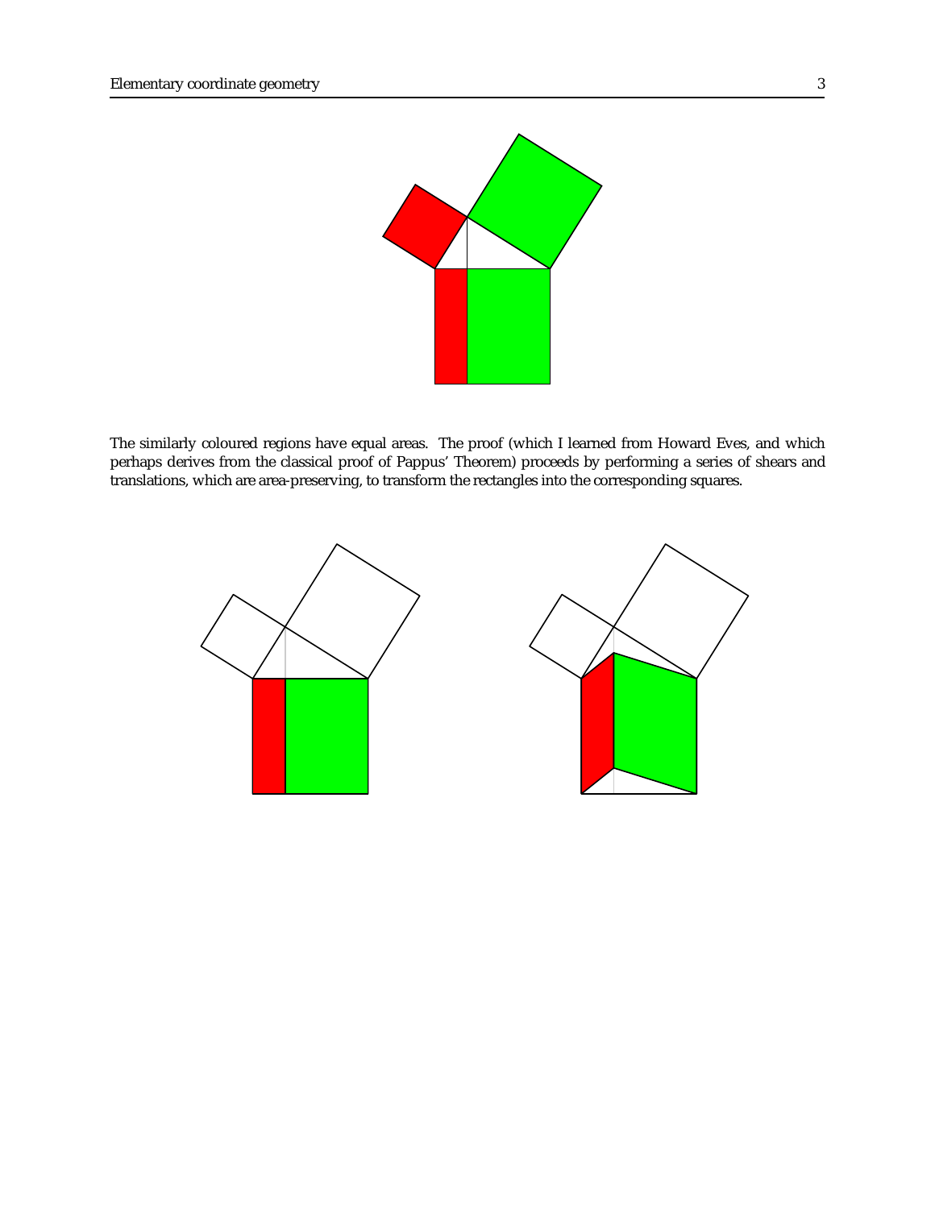The similarly coloured regions have equal areas. The proof (which I learned from Howard Eves, and which perhaps derives from the classical proof of Pappus' Theorem) proceeds by performing a series of shears and translations, which are area-preserving, to transform the rectangles into the corresponding squares.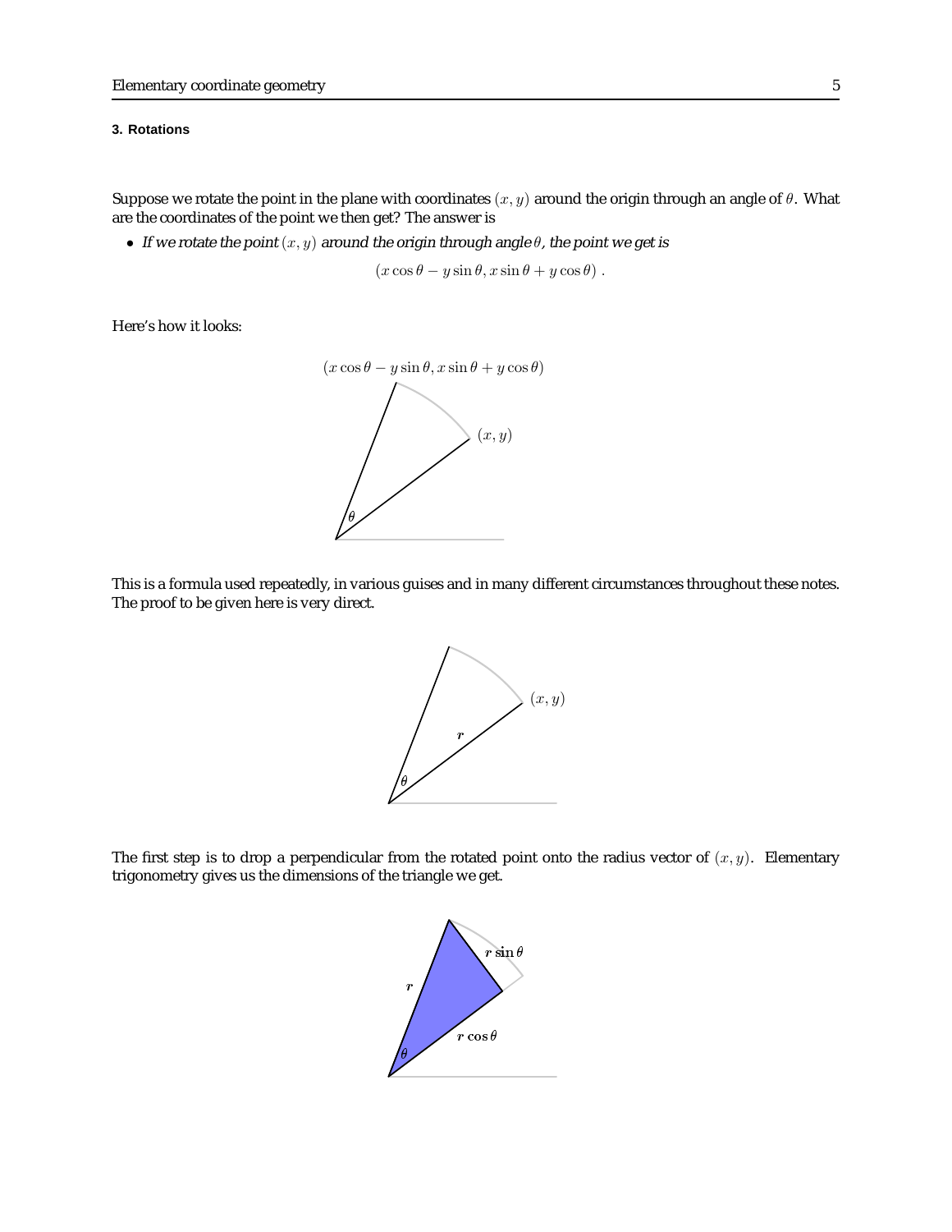### 3. Rotations

Suppose we rotate the point in the plane with coordinates $(x, y)$ around the origin through an angle of $\theta$. What are the coordinates of the point we then get? The answer is

- *If we rotate the point $(x, y)$ around the origin through angle $\theta$, the point we get is*

$$(x \cos\theta - y \sin\theta, x \sin\theta + y \cos\theta) \; .$$

Here's how it looks:

$(x \cos\theta - y \sin\theta, x \sin\theta + y \cos\theta)$

$(x, y)$

$\theta$

This is a formula used repeatedly, in various guises and in many different circumstances throughout these notes. The proof to be given here is very direct.

$(x, y)$

$r$

$\theta$

The first step is to drop a perpendicular from the rotated point onto the radius vector of $(x, y)$. Elementary trigonometry gives us the dimensions of the triangle we get.

$r \sin\theta$

$r$

$r \cos\theta$

$\theta$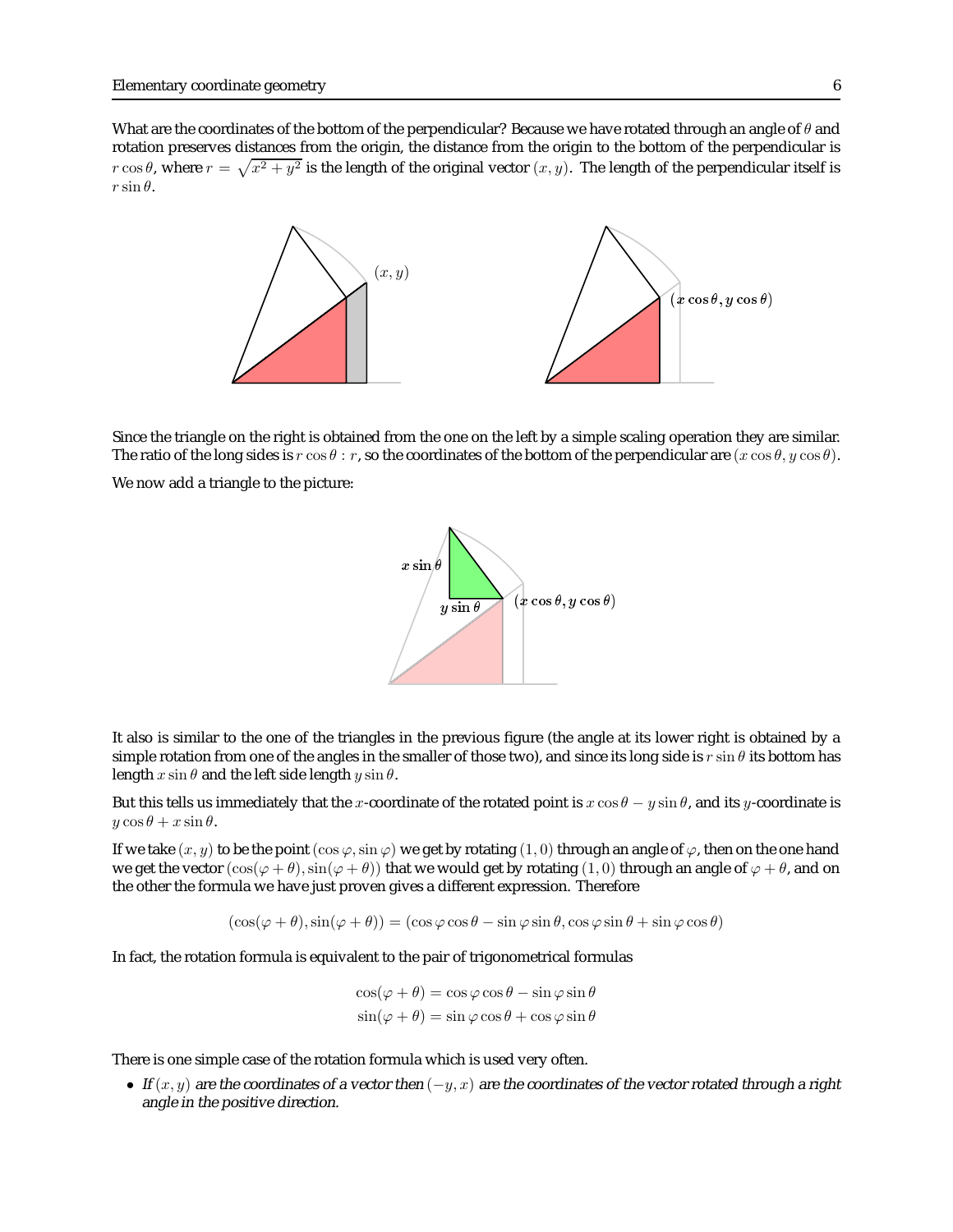What are the coordinates of the bottom of the perpendicular? Because we have rotated through an angle of $\theta$ and rotation preserves distances from the origin, the distance from the origin to the bottom of the perpendicular is $r\cos\theta$, where $r = \sqrt{x^2+y^2}$ is the length of the original vector $(x, y)$. The length of the perpendicular itself is $r \sin\theta$.

$(x, y)$

$(x\cos\theta, y\cos\theta)$

Since the triangle on the right is obtained from the one on the left by a simple scaling operation they are similar. The ratio of the long sides is $r\cos\theta : r$, so the coordinates of the bottom of the perpendicular are $(x\cos\theta, y\cos\theta)$.

We now add a triangle to the picture:

$x\sin\theta$

$y\sin\theta$

$(x\cos\theta, y\cos\theta)$

It also is similar to the one of the triangles in the previous figure (the angle at its lower right is obtained by a simple rotation from one of the angles in the smaller of those two), and since its long side is $r\sin\theta$ its bottom has length $x\sin\theta$ and the left side length $y\sin\theta$.

But this tells us immediately that the $x$-coordinate of the rotated point is $x\cos\theta - y\sin\theta$, and its $y$-coordinate is $y\cos\theta + x\sin\theta$.

If we take $(x, y)$ to be the point $(\cos\varphi, \sin\varphi)$ we get by rotating $(1, 0)$ through an angle of $\varphi$, then on the one hand we get the vector $(\cos(\varphi+\theta), \sin(\varphi+\theta))$ that we would get by rotating $(1, 0)$ through an angle of $\varphi+\theta$, and on the other the formula we have just proven gives a different expression. Therefore

$$(\cos(\varphi+\theta), \sin(\varphi+\theta)) = (\cos\varphi\cos\theta - \sin\varphi\sin\theta, \cos\varphi\sin\theta + \sin\varphi\cos\theta)$$

In fact, the rotation formula is equivalent to the pair of trigonometrical formulas

$$\cos(\varphi+\theta) = \cos\varphi\cos\theta - \sin\varphi\sin\theta$$
$$\sin(\varphi+\theta) = \sin\varphi\cos\theta + \cos\varphi\sin\theta$$

There is one simple case of the rotation formula which is used very often.

- *If $(x, y)$ are the coordinates of a vector then $(-y, x)$ are the coordinates of the vector rotated through a right angle in the positive direction.*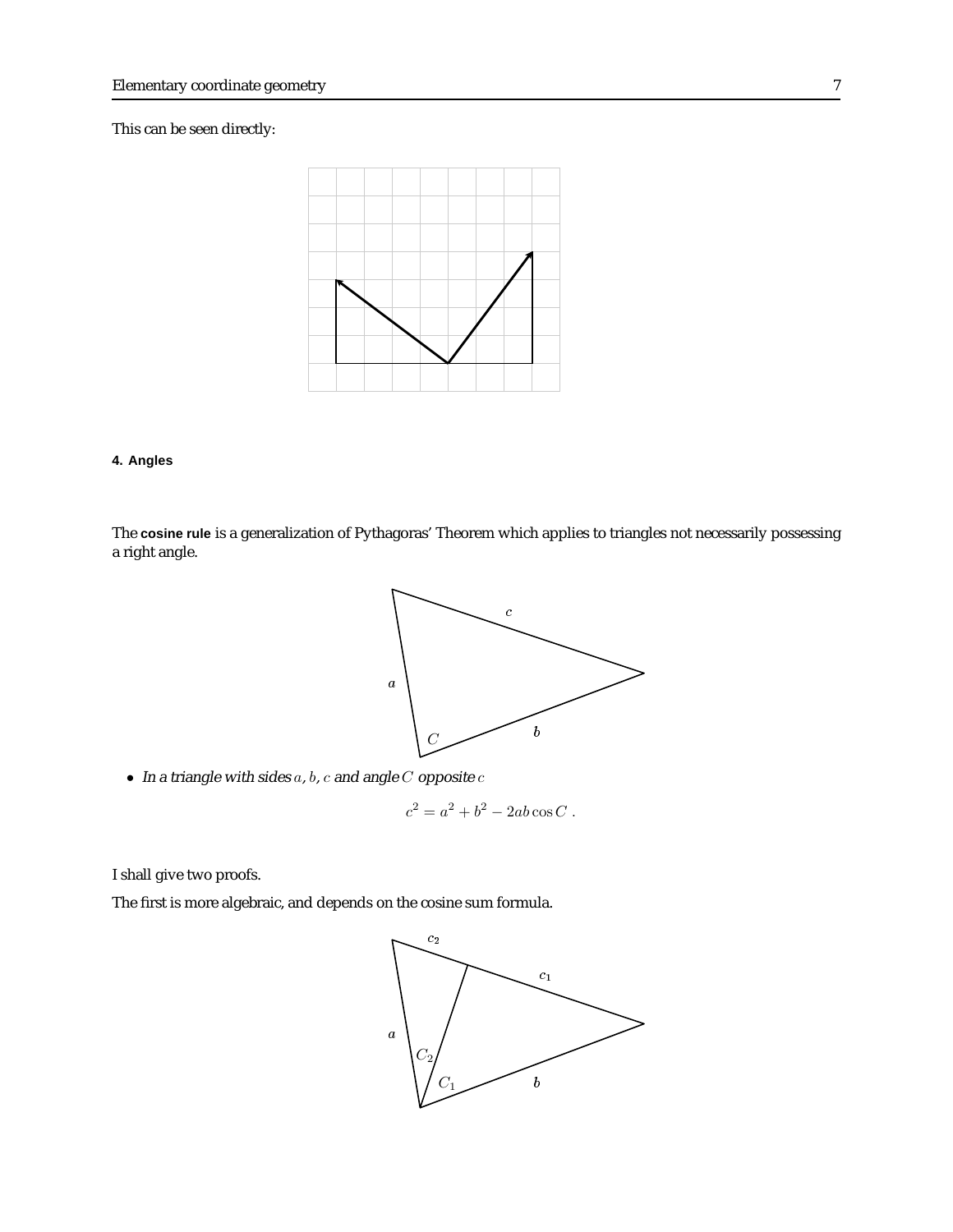This can be seen directly:

## 4. Angles

The **cosine rule** is a generalization of Pythagoras' Theorem which applies to triangles not necessarily possessing a right angle.

$c$

$a$

$C$

$b$

- *In a triangle with sides $a$, $b$, $c$ and angle $C$ opposite $c$*

$$c^2 = a^2 + b^2 - 2ab\cos C \ .$$

I shall give two proofs.

The first is more algebraic, and depends on the cosine sum formula.

$c_2$

$c_1$

$a$

$C_2$

$C_1$

$b$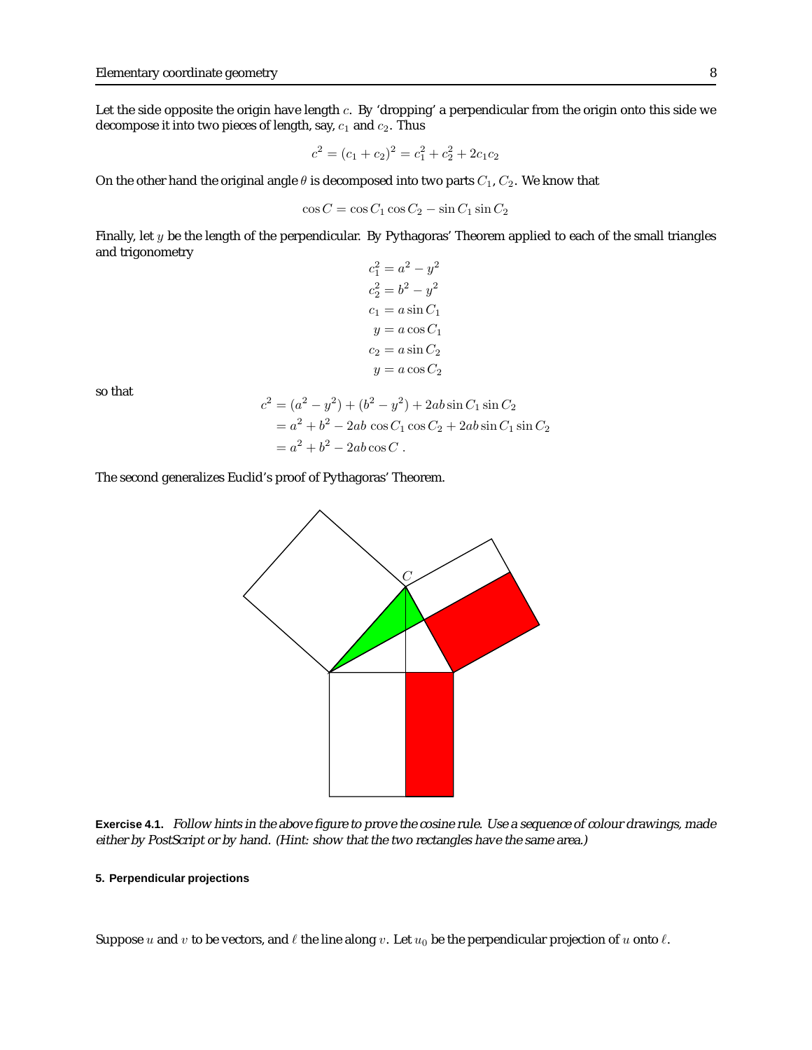Let the side opposite the origin have length $c$. By 'dropping' a perpendicular from the origin onto this side we decompose it into two pieces of length, say, $c_1$ and $c_2$. Thus

$$c^2 = (c_1 + c_2)^2 = c_1^2 + c_2^2 + 2c_1c_2$$

On the other hand the original angle $\theta$ is decomposed into two parts $C_1$, $C_2$. We know that

$$\cos C = \cos C_1 \cos C_2 - \sin C_1 \sin C_2$$

Finally, let $y$ be the length of the perpendicular. By Pythagoras' Theorem applied to each of the small triangles and trigonometry

$$\begin{aligned}
c_1^2 &= a^2 - y^2 \\
c_2^2 &= b^2 - y^2 \\
c_1 &= a \sin C_1 \\
y &= a \cos C_1 \\
c_2 &= a \sin C_2 \\
y &= a \cos C_2
\end{aligned}$$

so that

$$\begin{aligned}
c^2 &= (a^2 - y^2) + (b^2 - y^2) + 2ab \sin C_1 \sin C_2 \\
&= a^2 + b^2 - 2ab\, \cos C_1 \cos C_2 + 2ab \sin C_1 \sin C_2 \\
&= a^2 + b^2 - 2ab \cos C\ .
\end{aligned}$$

The second generalizes Euclid's proof of Pythagoras' Theorem.

C

**Exercise 4.1.** *Follow hints in the above figure to prove the cosine rule. Use a sequence of colour drawings, made either by PostScript or by hand. (Hint: show that the two rectangles have the same area.)*

#### 5. Perpendicular projections

Suppose $u$ and $v$ to be vectors, and $\ell$ the line along $v$. Let $u_0$ be the perpendicular projection of $u$ onto $\ell$.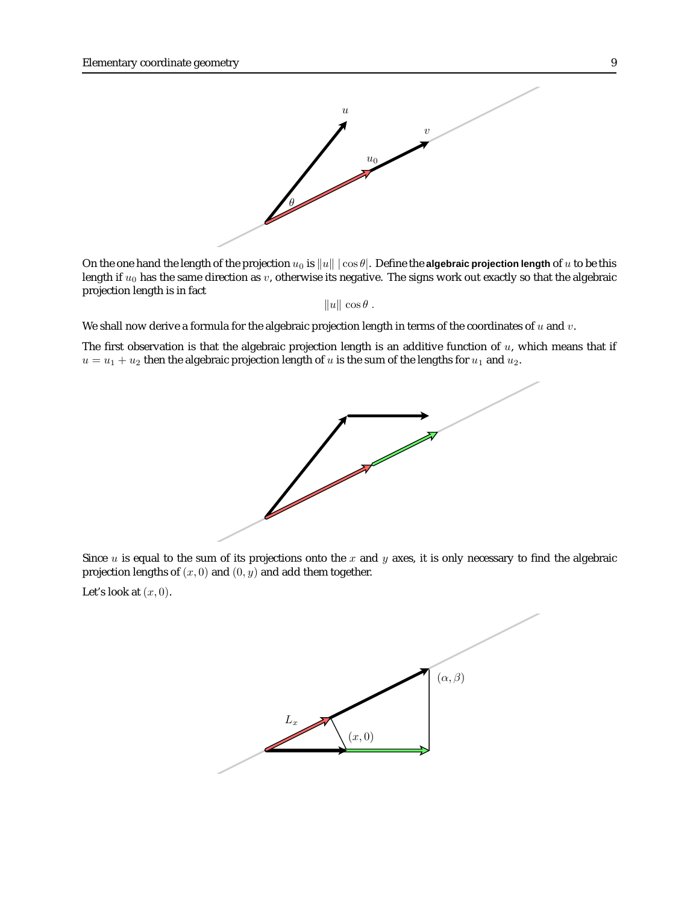$u$

$v$

$u_0$

$\theta$

On the one hand the length of the projection $u_0$ is $\|u\|\,|\cos\theta|$. Define the **algebraic projection length** of $u$ to be this length if $u_0$ has the same direction as $v$, otherwise its negative. The signs work out exactly so that the algebraic projection length is in fact

$$\|u\|\,\cos\theta\ .$$

We shall now derive a formula for the algebraic projection length in terms of the coordinates of $u$ and $v$.

The first observation is that the algebraic projection length is an additive function of $u$, which means that if $u = u_1 + u_2$ then the algebraic projection length of $u$ is the sum of the lengths for $u_1$ and $u_2$.

Since $u$ is equal to the sum of its projections onto the $x$ and $y$ axes, it is only necessary to find the algebraic projection lengths of $(x, 0)$ and $(0, y)$ and add them together.

Let's look at $(x, 0)$.

$L_x$

$(x, 0)$

$(\alpha, \beta)$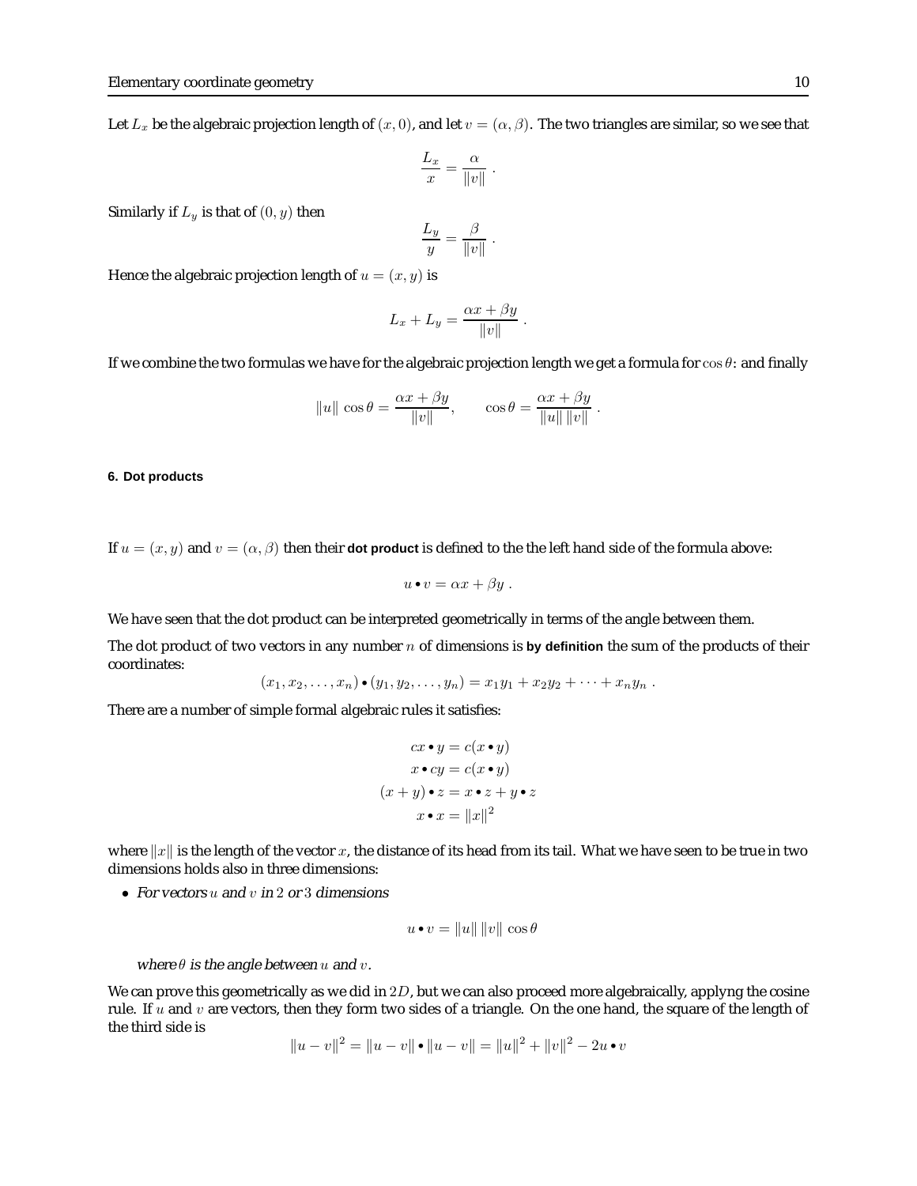Let $L_x$ be the algebraic projection length of $(x, 0)$, and let $v = (\alpha, \beta)$. The two triangles are similar, so we see that

$$\frac{L_x}{x} = \frac{\alpha}{\|v\|} \ .$$

Similarly if $L_y$ is that of $(0, y)$ then

$$\frac{L_y}{y} = \frac{\beta}{\|v\|} \ .$$

Hence the algebraic projection length of $u = (x, y)$ is

$$L_x + L_y = \frac{\alpha x + \beta y}{\|v\|} \ .$$

If we combine the two formulas we have for the algebraic projection length we get a formula for $\cos\theta$: and finally

$$\|u\| \cos\theta = \frac{\alpha x + \beta y}{\|v\|}, \qquad \cos\theta = \frac{\alpha x + \beta y}{\|u\| \, \|v\|} \ .$$

## 6. Dot products

If $u = (x, y)$ and $v = (\alpha, \beta)$ then their **dot product** is defined to the the left hand side of the formula above:

$$u \bullet v = \alpha x + \beta y \ .$$

We have seen that the dot product can be interpreted geometrically in terms of the angle between them.

The dot product of two vectors in any number $n$ of dimensions is **by definition** the sum of the products of their coordinates:

$$(x_1, x_2, \ldots, x_n) \bullet (y_1, y_2, \ldots, y_n) = x_1 y_1 + x_2 y_2 + \cdots + x_n y_n \ .$$

There are a number of simple formal algebraic rules it satisfies:

$$\begin{aligned} cx \bullet y &= c(x \bullet y) \\ x \bullet cy &= c(x \bullet y) \\ (x + y) \bullet z &= x \bullet z + y \bullet z \\ x \bullet x &= \|x\|^2 \end{aligned}$$

where $\|x\|$ is the length of the vector $x$, the distance of its head from its tail. What we have seen to be true in two dimensions holds also in three dimensions:

- *For vectors $u$ and $v$ in $2$ or $3$ dimensions*

  $$u \bullet v = \|u\| \, \|v\| \cos\theta$$

  *where $\theta$ is the angle between $u$ and $v$.*

We can prove this geometrically as we did in $2D$, but we can also proceed more algebraically, applyng the cosine rule. If $u$ and $v$ are vectors, then they form two sides of a triangle. On the one hand, the square of the length of the third side is

$$\|u - v\|^2 = \|u - v\| \bullet \|u - v\| = \|u\|^2 + \|v\|^2 - 2u \bullet v$$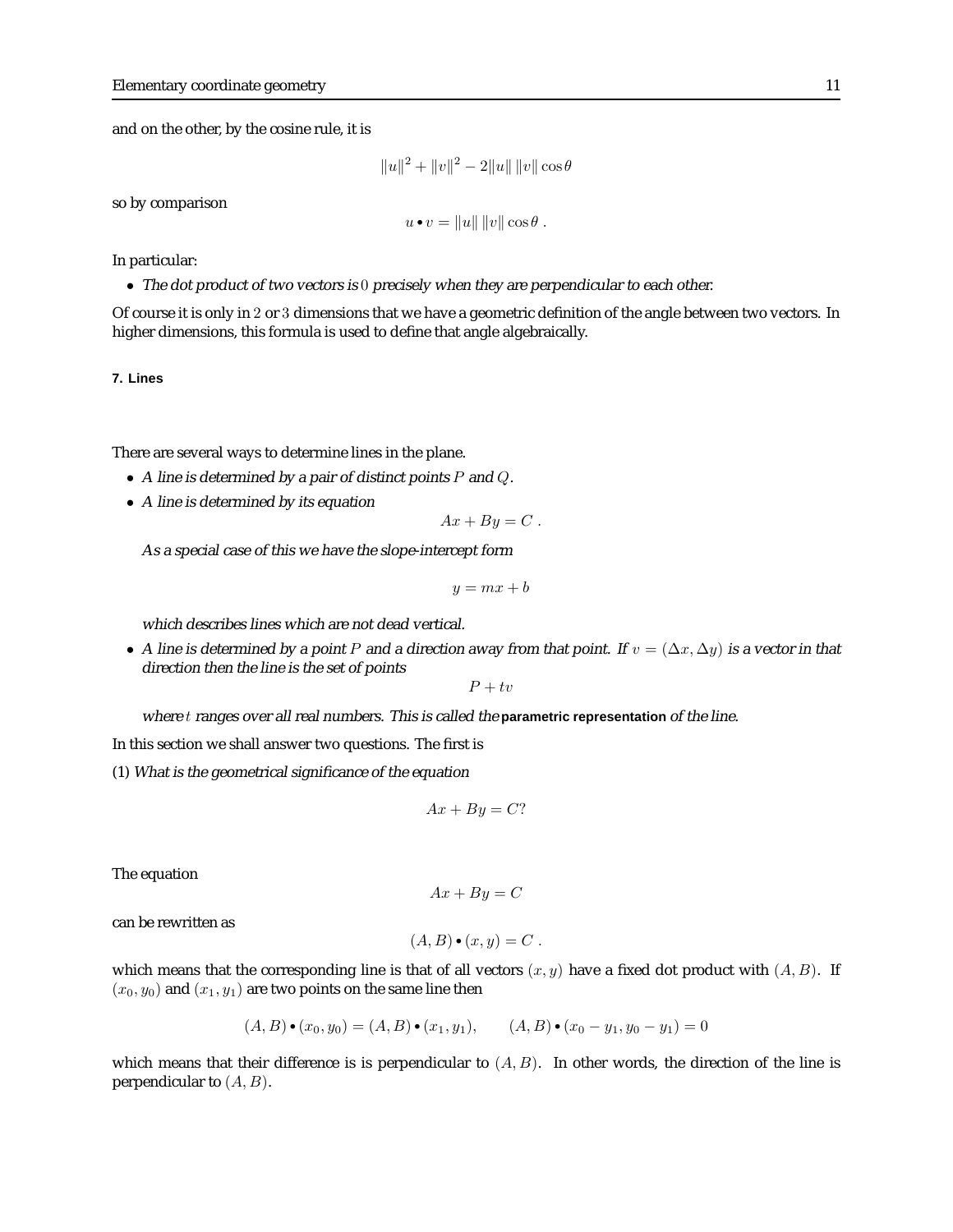and on the other, by the cosine rule, it is

$$\|u\|^2 + \|v\|^2 - 2\|u\|\,\|v\| \cos\theta$$

so by comparison

$$u \bullet v = \|u\|\,\|v\| \cos\theta \ .$$

In particular:

- *The dot product of two vectors is* $0$ *precisely when they are perpendicular to each other.*

Of course it is only in $2$ or $3$ dimensions that we have a geometric definition of the angle between two vectors. In higher dimensions, this formula is used to define that angle algebraically.

## 7. Lines

There are several ways to determine lines in the plane.

- *A line is determined by a pair of distinct points* $P$ *and* $Q$.
- *A line is determined by its equation*

$$Ax + By = C \ .$$

  *As a special case of this we have the slope-intercept form*

$$y = mx + b$$

  *which describes lines which are not dead vertical.*

- *A line is determined by a point* $P$ *and a direction away from that point. If* $v = (\Delta x, \Delta y)$ *is a vector in that direction then the line is the set of points*

$$P + tv$$

  *where* $t$ *ranges over all real numbers. This is called the* **parametric representation** *of the line.*

In this section we shall answer two questions. The first is

(1) *What is the geometrical significance of the equation*

$$Ax + By = C?$$

The equation

$$Ax + By = C$$

can be rewritten as

$$(A, B) \bullet (x, y) = C \ .$$

which means that the corresponding line is that of all vectors $(x, y)$ have a fixed dot product with $(A, B)$. If $(x_0, y_0)$ and $(x_1, y_1)$ are two points on the same line then

$$(A, B) \bullet (x_0, y_0) = (A, B) \bullet (x_1, y_1), \qquad (A, B) \bullet (x_0 - y_1, y_0 - y_1) = 0$$

which means that their difference is is perpendicular to $(A, B)$. In other words, the direction of the line is perpendicular to $(A, B)$.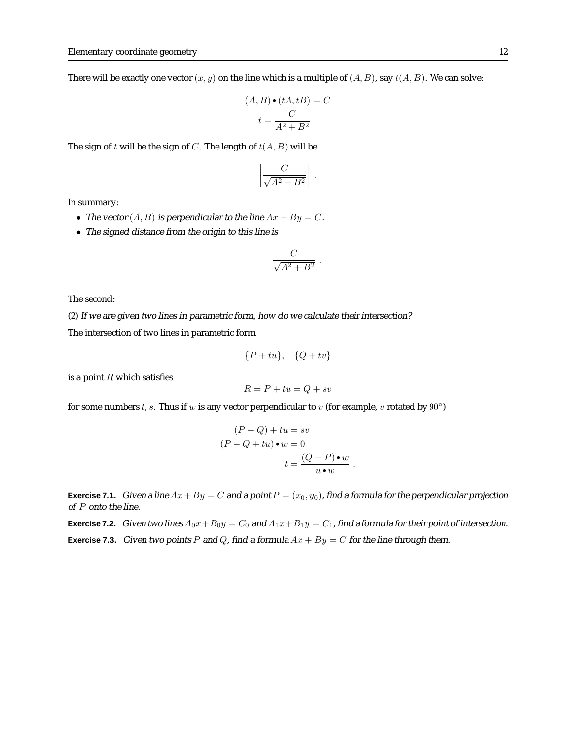There will be exactly one vector $(x, y)$ on the line which is a multiple of $(A, B)$, say $t(A, B)$. We can solve:

$$
\begin{aligned}
(A, B) \bullet (tA, tB) &= C \\
t &= \frac{C}{A^2 + B^2}
\end{aligned}
$$

The sign of $t$ will be the sign of $C$. The length of $t(A, B)$ will be

$$
\left| \frac{C}{\sqrt{A^2 + B^2}} \right| .
$$

In summary:

- *The vector $(A, B)$ is perpendicular to the line $Ax + By = C$.*
- *The signed distance from the origin to this line is*

$$
\frac{C}{\sqrt{A^2 + B^2}} .
$$

The second:

(2) *If we are given two lines in parametric form, how do we calculate their intersection?*

The intersection of two lines in parametric form

$$
\{P + tu\}, \quad \{Q + tv\}
$$

is a point $R$ which satisfies

$$
R = P + tu = Q + sv
$$

for some numbers $t$, $s$. Thus if $w$ is any vector perpendicular to $v$ (for example, $v$ rotated by $90^\circ$)

$$
\begin{aligned}
(P - Q) + tu &= sv \\
(P - Q + tu) \bullet w &= 0 \\
t &= \frac{(Q - P) \bullet w}{u \bullet w} .
\end{aligned}
$$

**Exercise 7.1.** *Given a line $Ax + By = C$ and a point $P = (x_0, y_0)$, find a formula for the perpendicular projection of $P$ onto the line.*

**Exercise 7.2.** *Given two lines $A_0x + B_0y = C_0$ and $A_1x + B_1y = C_1$, find a formula for their point of intersection.*

**Exercise 7.3.** *Given two points $P$ and $Q$, find a formula $Ax + By = C$ for the line through them.*